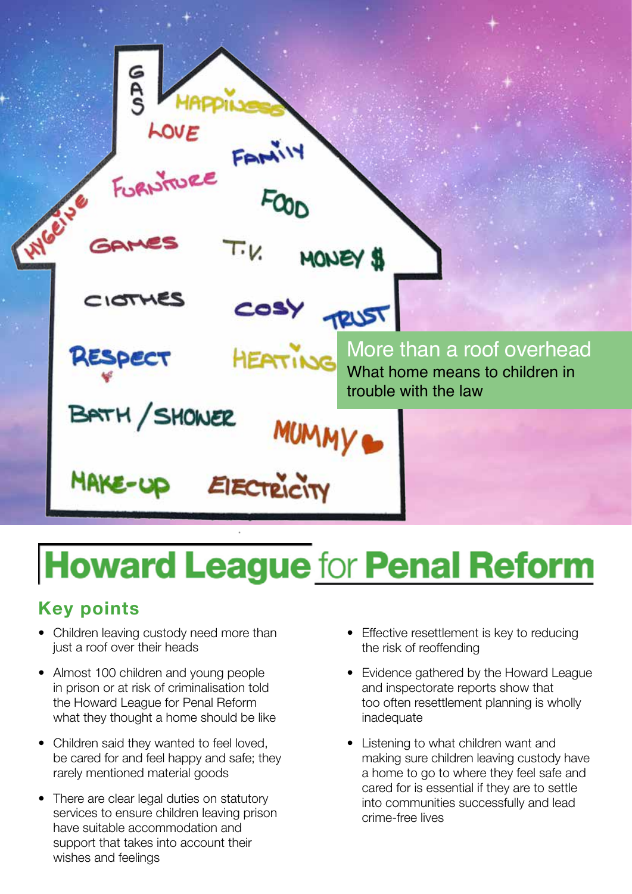# More than a roof overhead

## What home means to children in trouble with the law

**Howard League for Penal Reform**

## Key points

- Children leaving custody need more than just a roof over their heads
- Almost 100 children and young people in prison or at risk of criminalisation told the Howard League for Penal Reform what they thought a home should be like
- Children said they wanted to feel loved, be cared for and feel happy and safe; they rarely mentioned material goods
- There are clear legal duties on statutory services to ensure children leaving prison have suitable accommodation and support that takes into account their wishes and feelings
- Effective resettlement is key to reducing the risk of reoffending
- Evidence gathered by the Howard League and inspectorate reports show that too often resettlement planning is wholly inadequate
- Listening to what children want and making sure children leaving custody have a home to go to where they feel safe and cared for is essential if they are to settle into communities successfully and lead crime-free lives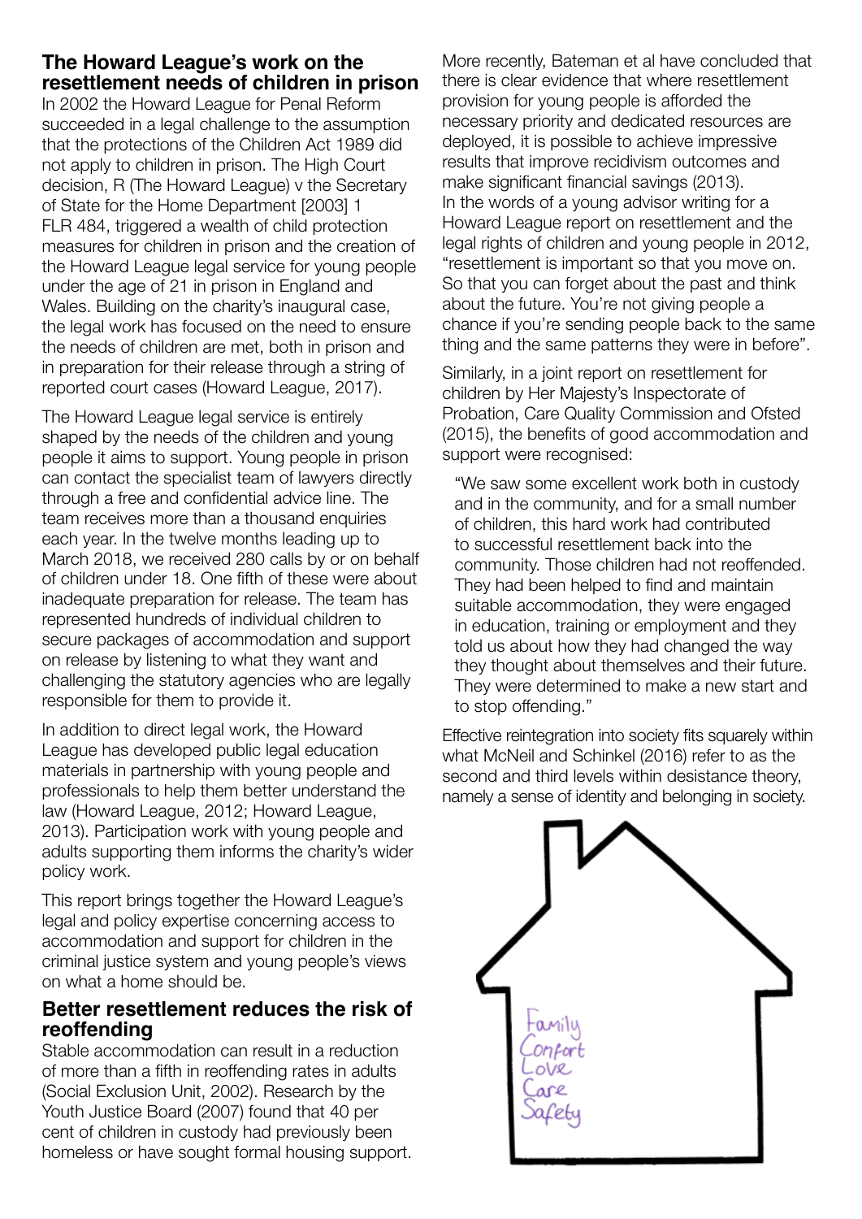## The Howard League's work on the resettlement needs of children in prison

In 2002 the Howard League for Penal Reform succeeded in a legal challenge to the assumption that the protections of the Children Act 1989 did not apply to children in prison. The High Court decision, R (The Howard League) v the Secretary of State for the Home Department [2003] 1 FLR 484, triggered a wealth of child protection measures for children in prison and the creation of the Howard League legal service for young people under the age of 21 in prison in England and Wales. Building on the charity's inaugural case, the legal work has focused on the need to ensure the needs of children are met, both in prison and in preparation for their release through a string of reported court cases (Howard League, 2017).

The Howard League legal service is entirely shaped by the needs of the children and young people it aims to support. Young people in prison can contact the specialist team of lawyers directly through a free and confidential advice line. The team receives more than a thousand enquiries each year. In the twelve months leading up to March 2018, we received 280 calls by or on behalf of children under 18. One fifth of these were about inadequate preparation for release. The team has represented hundreds of individual children to secure packages of accommodation and support on release by listening to what they want and challenging the statutory agencies who are legally responsible for them to provide it.

In addition to direct legal work, the Howard League has developed public legal education materials in partnership with young people and professionals to help them better understand the law (Howard League, 2012; Howard League, 2013). Participation work with young people and adults supporting them informs the charity's wider policy work.

This report brings together the Howard League's legal and policy expertise concerning access to accommodation and support for children in the criminal justice system and young people's views on what a home should be.

## Better resettlement reduces the risk of reoffending

Stable accommodation can result in a reduction of more than a fifth in reoffending rates in adults (Social Exclusion Unit, 2002). Research by the Youth Justice Board (2007) found that 40 per cent of children in custody had previously been homeless or have sought formal housing support.

More recently, Bateman et al have concluded that there is clear evidence that where resettlement provision for young people is afforded the necessary priority and dedicated resources are deployed, it is possible to achieve impressive results that improve recidivism outcomes and make significant financial savings (2013).

In the words of a young advisor writing for a Howard League report on resettlement and the legal rights of children and young people in 2012, "resettlement is important so that you move on. So that you can forget about the past and think about the future. You're not giving people a chance if you're sending people back to the same thing and the same patterns they were in before".

Similarly, in a joint report on resettlement for children by Her Majesty's Inspectorate of Probation, Care Quality Commission and Ofsted (2015), the benefits of good accommodation and support were recognised:

> "We saw some excellent work both in custody and in the community, and for a small number of children, this hard work had contributed to successful resettlement back into the community. Those children had not reoffended. They had been helped to find and maintain suitable accommodation, they were engaged in education, training or employment and they told us about how they had changed the way they thought about themselves and their future. They were determined to make a new start and to stop offending."

Effective reintegration into society fits squarely within what McNeil and Schinkel (2016) refer to as the second and third levels within desistance theory, namely a sense of identity and belonging in society.

Family
Confort
Love
Care
Safety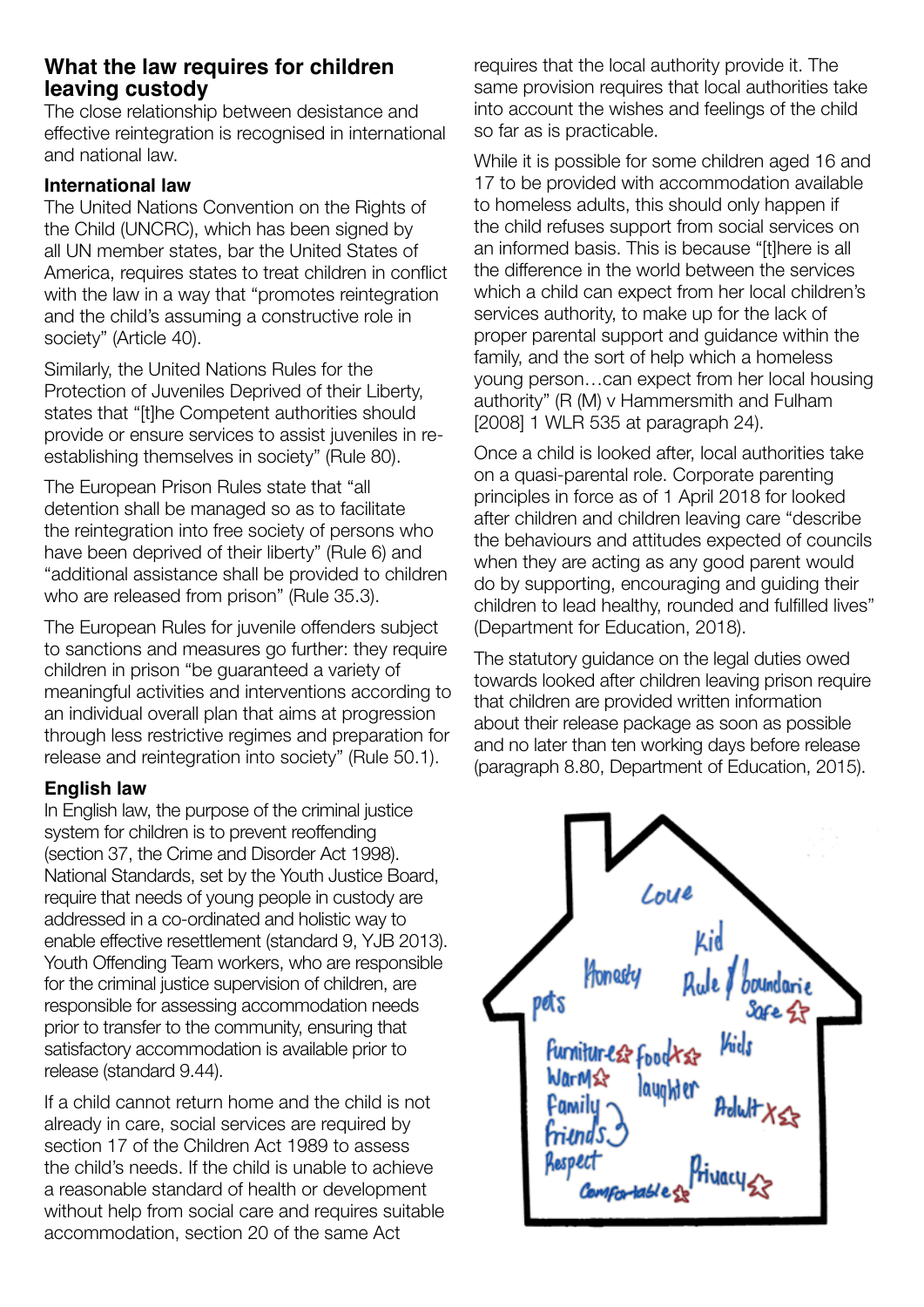## What the law requires for children leaving custody

The close relationship between desistance and effective reintegration is recognised in international and national law.

### International law

The United Nations Convention on the Rights of the Child (UNCRC), which has been signed by all UN member states, bar the United States of America, requires states to treat children in conflict with the law in a way that "promotes reintegration and the child's assuming a constructive role in society" (Article 40).

Similarly, the United Nations Rules for the Protection of Juveniles Deprived of their Liberty, states that "[t]he Competent authorities should provide or ensure services to assist juveniles in re-establishing themselves in society" (Rule 80).

The European Prison Rules state that "all detention shall be managed so as to facilitate the reintegration into free society of persons who have been deprived of their liberty" (Rule 6) and "additional assistance shall be provided to children who are released from prison" (Rule 35.3).

The European Rules for juvenile offenders subject to sanctions and measures go further: they require children in prison "be guaranteed a variety of meaningful activities and interventions according to an individual overall plan that aims at progression through less restrictive regimes and preparation for release and reintegration into society" (Rule 50.1).

### English law

In English law, the purpose of the criminal justice system for children is to prevent reoffending (section 37, the Crime and Disorder Act 1998). National Standards, set by the Youth Justice Board, require that needs of young people in custody are addressed in a co-ordinated and holistic way to enable effective resettlement (standard 9, YJB 2013). Youth Offending Team workers, who are responsible for the criminal justice supervision of children, are responsible for assessing accommodation needs prior to transfer to the community, ensuring that satisfactory accommodation is available prior to release (standard 9.44).

If a child cannot return home and the child is not already in care, social services are required by section 17 of the Children Act 1989 to assess the child's needs. If the child is unable to achieve a reasonable standard of health or development without help from social care and requires suitable accommodation, section 20 of the same Act requires that the local authority provide it. The same provision requires that local authorities take into account the wishes and feelings of the child so far as is practicable.

While it is possible for some children aged 16 and 17 to be provided with accommodation available to homeless adults, this should only happen if the child refuses support from social services on an informed basis. This is because "[t]here is all the difference in the world between the services which a child can expect from her local children's services authority, to make up for the lack of proper parental support and guidance within the family, and the sort of help which a homeless young person…can expect from her local housing authority" (R (M) v Hammersmith and Fulham [2008] 1 WLR 535 at paragraph 24).

Once a child is looked after, local authorities take on a quasi-parental role. Corporate parenting principles in force as of 1 April 2018 for looked after children and children leaving care "describe the behaviours and attitudes expected of councils when they are acting as any good parent would do by supporting, encouraging and guiding their children to lead healthy, rounded and fulfilled lives" (Department for Education, 2018).

The statutory guidance on the legal duties owed towards looked after children leaving prison require that children are provided written information about their release package as soon as possible and no later than ten working days before release (paragraph 8.80, Department of Education, 2015).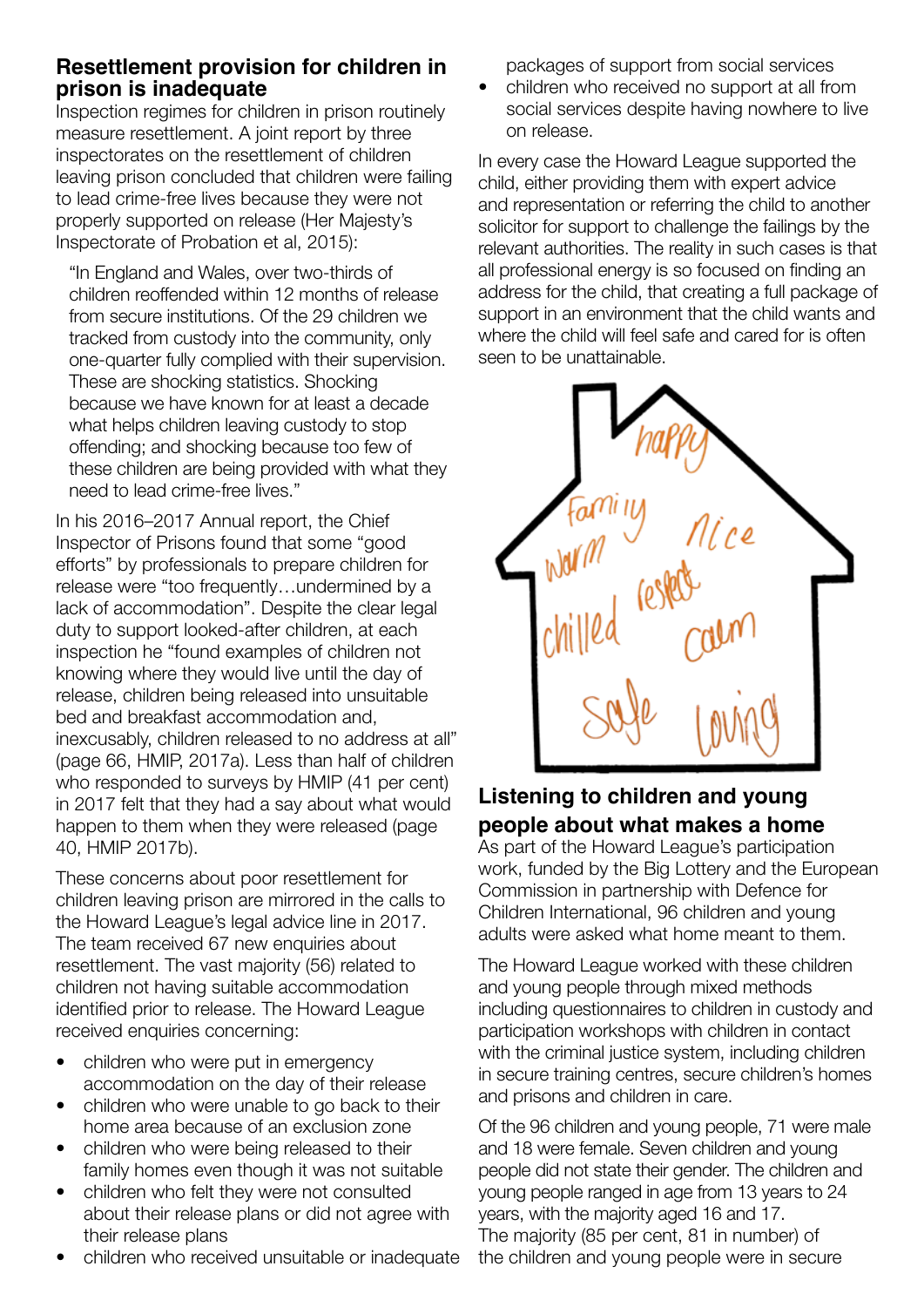## Resettlement provision for children in prison is inadequate

Inspection regimes for children in prison routinely measure resettlement. A joint report by three inspectorates on the resettlement of children leaving prison concluded that children were failing to lead crime-free lives because they were not properly supported on release (Her Majesty's Inspectorate of Probation et al, 2015):

> "In England and Wales, over two-thirds of children reoffended within 12 months of release from secure institutions. Of the 29 children we tracked from custody into the community, only one-quarter fully complied with their supervision. These are shocking statistics. Shocking because we have known for at least a decade what helps children leaving custody to stop offending; and shocking because too few of these children are being provided with what they need to lead crime-free lives."

In his 2016–2017 Annual report, the Chief Inspector of Prisons found that some "good efforts" by professionals to prepare children for release were "too frequently…undermined by a lack of accommodation". Despite the clear legal duty to support looked-after children, at each inspection he "found examples of children not knowing where they would live until the day of release, children being released into unsuitable bed and breakfast accommodation and, inexcusably, children released to no address at all" (page 66, HMIP, 2017a). Less than half of children who responded to surveys by HMIP (41 per cent) in 2017 felt that they had a say about what would happen to them when they were released (page 40, HMIP 2017b).

These concerns about poor resettlement for children leaving prison are mirrored in the calls to the Howard League's legal advice line in 2017. The team received 67 new enquiries about resettlement. The vast majority (56) related to children not having suitable accommodation identified prior to release. The Howard League received enquiries concerning:

- children who were put in emergency accommodation on the day of their release
- children who were unable to go back to their home area because of an exclusion zone
- children who were being released to their family homes even though it was not suitable
- children who felt they were not consulted about their release plans or did not agree with their release plans
- children who received unsuitable or inadequate packages of support from social services
- children who received no support at all from social services despite having nowhere to live on release.

In every case the Howard League supported the child, either providing them with expert advice and representation or referring the child to another solicitor for support to challenge the failings by the relevant authorities. The reality in such cases is that all professional energy is so focused on finding an address for the child, that creating a full package of support in an environment that the child wants and where the child will feel safe and cared for is often seen to be unattainable.

## Listening to children and young people about what makes a home

As part of the Howard League's participation work, funded by the Big Lottery and the European Commission in partnership with Defence for Children International, 96 children and young adults were asked what home meant to them.

The Howard League worked with these children and young people through mixed methods including questionnaires to children in custody and participation workshops with children in contact with the criminal justice system, including children in secure training centres, secure children's homes and prisons and children in care.

Of the 96 children and young people, 71 were male and 18 were female. Seven children and young people did not state their gender. The children and young people ranged in age from 13 years to 24 years, with the majority aged 16 and 17. The majority (85 per cent, 81 in number) of the children and young people were in secure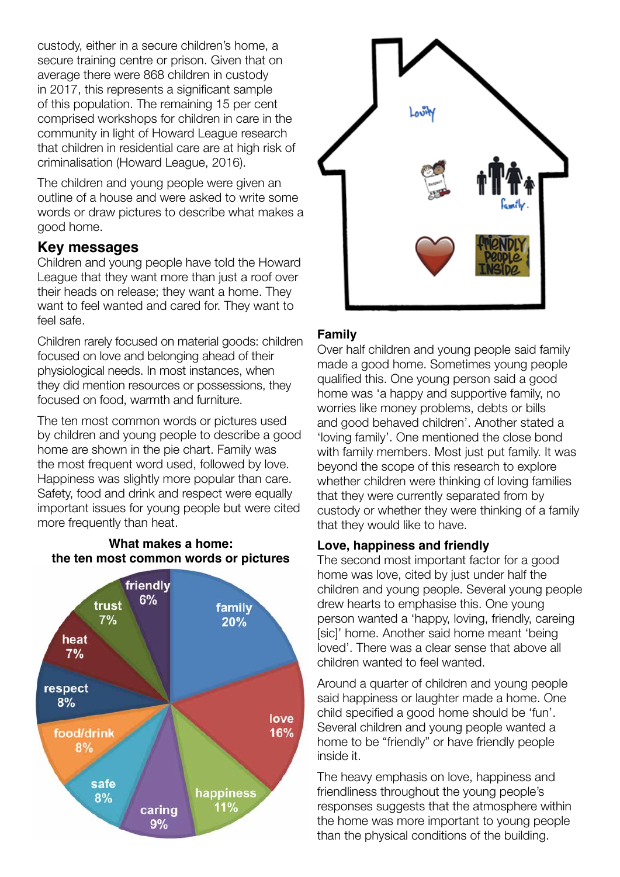custody, either in a secure children's home, a secure training centre or prison. Given that on average there were 868 children in custody in 2017, this represents a significant sample of this population. The remaining 15 per cent comprised workshops for children in care in the community in light of Howard League research that children in residential care are at high risk of criminalisation (Howard League, 2016).

The children and young people were given an outline of a house and were asked to write some words or draw pictures to describe what makes a good home.

## Key messages

Children and young people have told the Howard League that they want more than just a roof over their heads on release; they want a home. They want to feel wanted and cared for. They want to feel safe.

Children rarely focused on material goods: children focused on love and belonging ahead of their physiological needs. In most instances, when they did mention resources or possessions, they focused on food, warmth and furniture.

The ten most common words or pictures used by children and young people to describe a good home are shown in the pie chart. Family was the most frequent word used, followed by love. Happiness was slightly more popular than care. Safety, food and drink and respect were equally important issues for young people but were cited more frequently than heat.

**What makes a home: the ten most common words or pictures**

| Word/picture | Percentage |
|---|---|
| family | 20% |
| love | 16% |
| happiness | 11% |
| caring | 9% |
| safe | 8% |
| food/drink | 8% |
| respect | 8% |
| heat | 7% |
| trust | 7% |
| friendly | 6% |

### Family

Over half children and young people said family made a good home. Sometimes young people qualified this. One young person said a good home was 'a happy and supportive family, no worries like money problems, debts or bills and good behaved children'. Another stated a 'loving family'. One mentioned the close bond with family members. Most just put family. It was beyond the scope of this research to explore whether children were thinking of loving families that they were currently separated from by custody or whether they were thinking of a family that they would like to have.

### Love, happiness and friendly

The second most important factor for a good home was love, cited by just under half the children and young people. Several young people drew hearts to emphasise this. One young person wanted a 'happy, loving, friendly, careing [sic]' home. Another said home meant 'being loved'. There was a clear sense that above all children wanted to feel wanted.

Around a quarter of children and young people said happiness or laughter made a home. One child specified a good home should be 'fun'. Several children and young people wanted a home to be "friendly" or have friendly people inside it.

The heavy emphasis on love, happiness and friendliness throughout the young people's responses suggests that the atmosphere within the home was more important to young people than the physical conditions of the building.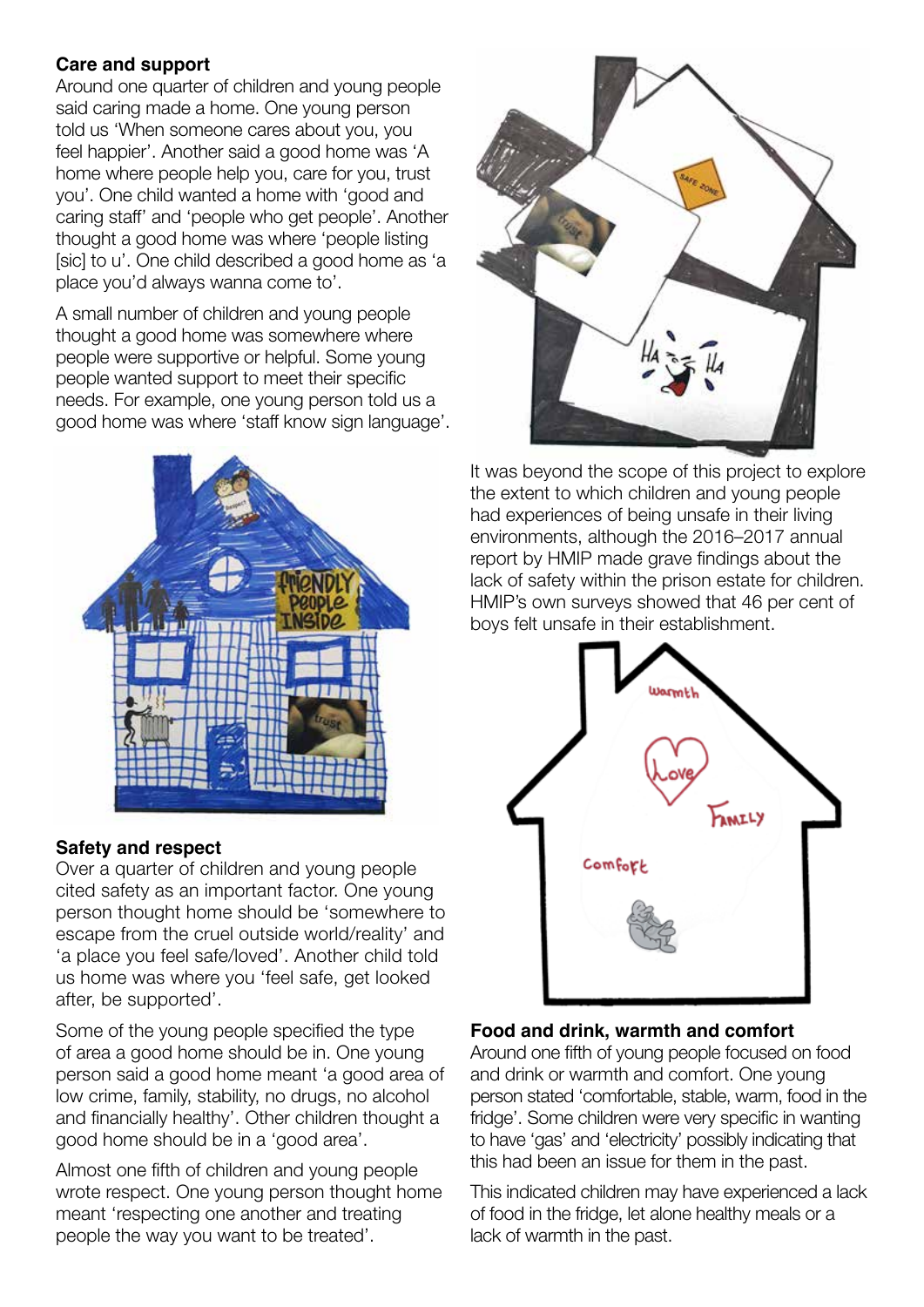### Care and support

Around one quarter of children and young people said caring made a home. One young person told us 'When someone cares about you, you feel happier'. Another said a good home was 'A home where people help you, care for you, trust you'. One child wanted a home with 'good and caring staff' and 'people who get people'. Another thought a good home was where 'people listing [sic] to u'. One child described a good home as 'a place you'd always wanna come to'.

A small number of children and young people thought a good home was somewhere where people were supportive or helpful. Some young people wanted support to meet their specific needs. For example, one young person told us a good home was where 'staff know sign language'.

### Safety and respect

Over a quarter of children and young people cited safety as an important factor. One young person thought home should be 'somewhere to escape from the cruel outside world/reality' and 'a place you feel safe/loved'. Another child told us home was where you 'feel safe, get looked after, be supported'.

Some of the young people specified the type of area a good home should be in. One young person said a good home meant 'a good area of low crime, family, stability, no drugs, no alcohol and financially healthy'. Other children thought a good home should be in a 'good area'.

Almost one fifth of children and young people wrote respect. One young person thought home meant 'respecting one another and treating people the way you want to be treated'.

It was beyond the scope of this project to explore the extent to which children and young people had experiences of being unsafe in their living environments, although the 2016–2017 annual report by HMIP made grave findings about the lack of safety within the prison estate for children. HMIP's own surveys showed that 46 per cent of boys felt unsafe in their establishment.

### Food and drink, warmth and comfort

Around one fifth of young people focused on food and drink or warmth and comfort. One young person stated 'comfortable, stable, warm, food in the fridge'. Some children were very specific in wanting to have 'gas' and 'electricity' possibly indicating that this had been an issue for them in the past.

This indicated children may have experienced a lack of food in the fridge, let alone healthy meals or a lack of warmth in the past.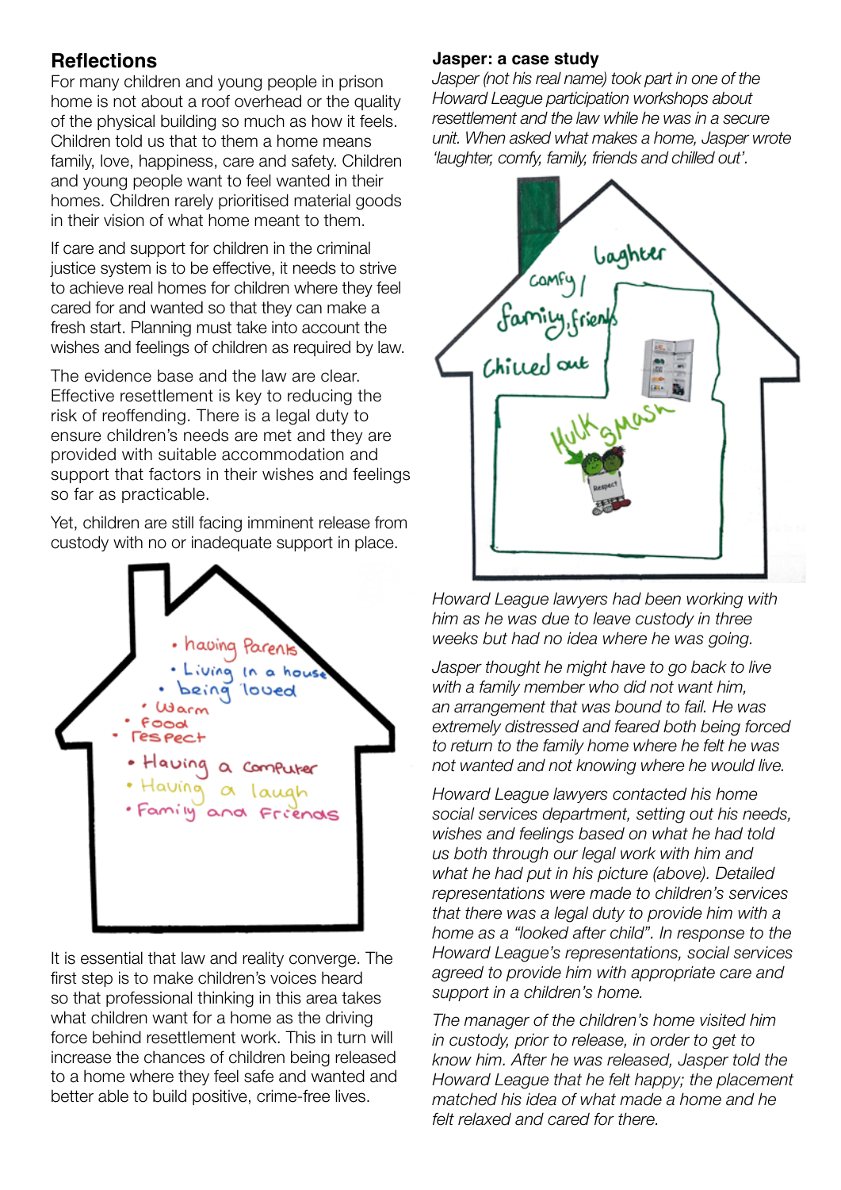## Reflections

For many children and young people in prison home is not about a roof overhead or the quality of the physical building so much as how it feels. Children told us that to them a home means family, love, happiness, care and safety. Children and young people want to feel wanted in their homes. Children rarely prioritised material goods in their vision of what home meant to them.

If care and support for children in the criminal justice system is to be effective, it needs to strive to achieve real homes for children where they feel cared for and wanted so that they can make a fresh start. Planning must take into account the wishes and feelings of children as required by law.

The evidence base and the law are clear. Effective resettlement is key to reducing the risk of reoffending. There is a legal duty to ensure children's needs are met and they are provided with suitable accommodation and support that factors in their wishes and feelings so far as practicable.

Yet, children are still facing imminent release from custody with no or inadequate support in place.

It is essential that law and reality converge. The first step is to make children's voices heard so that professional thinking in this area takes what children want for a home as the driving force behind resettlement work. This in turn will increase the chances of children being released to a home where they feel safe and wanted and better able to build positive, crime-free lives.

### Jasper: a case study

*Jasper (not his real name) took part in one of the Howard League participation workshops about resettlement and the law while he was in a secure unit. When asked what makes a home, Jasper wrote 'laughter, comfy, family, friends and chilled out'.*

*Howard League lawyers had been working with him as he was due to leave custody in three weeks but had no idea where he was going.*

*Jasper thought he might have to go back to live with a family member who did not want him, an arrangement that was bound to fail. He was extremely distressed and feared both being forced to return to the family home where he felt he was not wanted and not knowing where he would live.*

*Howard League lawyers contacted his home social services department, setting out his needs, wishes and feelings based on what he had told us both through our legal work with him and what he had put in his picture (above). Detailed representations were made to children's services that there was a legal duty to provide him with a home as a "looked after child". In response to the Howard League's representations, social services agreed to provide him with appropriate care and support in a children's home.*

*The manager of the children's home visited him in custody, prior to release, in order to get to know him. After he was released, Jasper told the Howard League that he felt happy; the placement matched his idea of what made a home and he felt relaxed and cared for there.*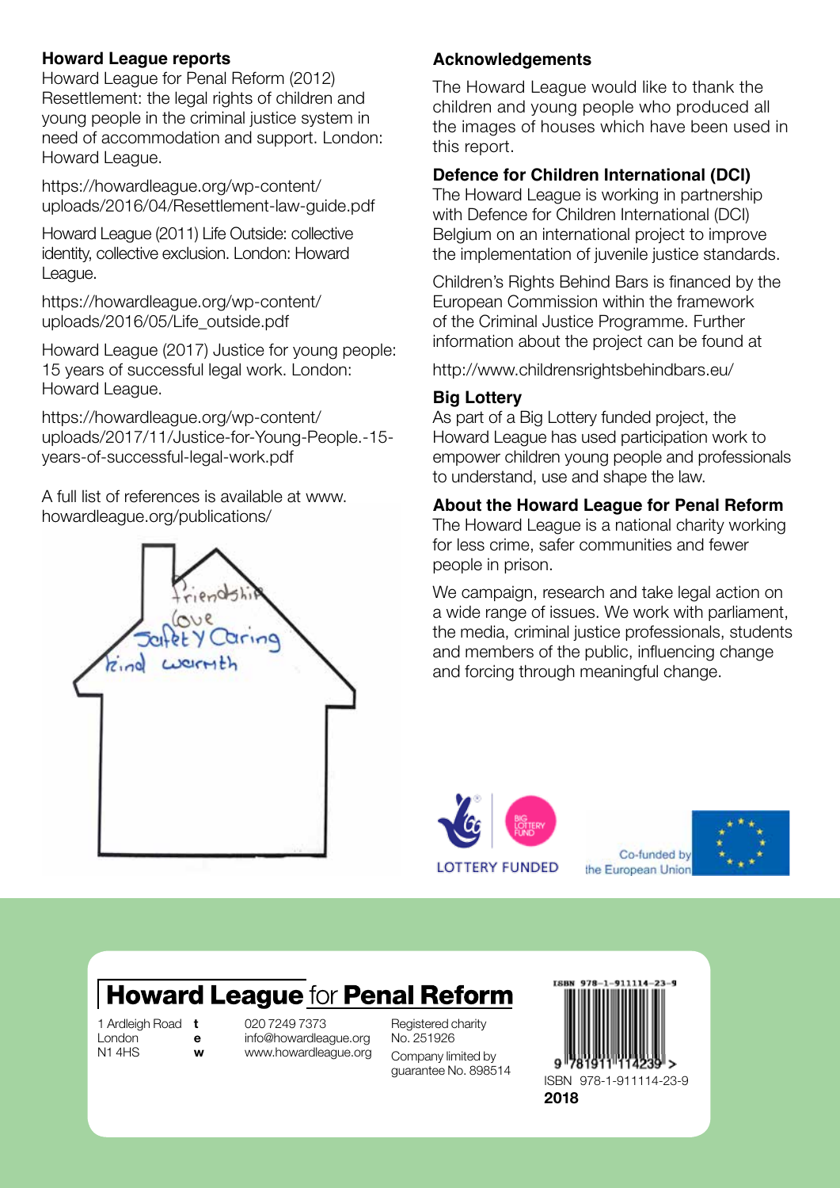## Howard League reports

Howard League for Penal Reform (2012) Resettlement: the legal rights of children and young people in the criminal justice system in need of accommodation and support. London: Howard League.

https://howardleague.org/wp-content/uploads/2016/04/Resettlement-law-guide.pdf

Howard League (2011) Life Outside: collective identity, collective exclusion. London: Howard League.

https://howardleague.org/wp-content/uploads/2016/05/Life_outside.pdf

Howard League (2017) Justice for young people: 15 years of successful legal work. London: Howard League.

https://howardleague.org/wp-content/uploads/2017/11/Justice-for-Young-People.-15-years-of-successful-legal-work.pdf

A full list of references is available at www.howardleague.org/publications/

## Acknowledgements

The Howard League would like to thank the children and young people who produced all the images of houses which have been used in this report.

## Defence for Children International (DCI)

The Howard League is working in partnership with Defence for Children International (DCI) Belgium on an international project to improve the implementation of juvenile justice standards.

Children's Rights Behind Bars is financed by the European Commission within the framework of the Criminal Justice Programme. Further information about the project can be found at

http://www.childrensrightsbehindbars.eu/

## Big Lottery

As part of a Big Lottery funded project, the Howard League has used participation work to empower children young people and professionals to understand, use and shape the law.

## About the Howard League for Penal Reform

The Howard League is a national charity working for less crime, safer communities and fewer people in prison.

We campaign, research and take legal action on a wide range of issues. We work with parliament, the media, criminal justice professionals, students and members of the public, influencing change and forcing through meaningful change.

LOTTERY FUNDED

Co-funded by the European Union

**Howard League for Penal Reform**

1 Ardleigh Road
London
N1 4HS

**t** 020 7249 7373
**e** info@howardleague.org
**w** www.howardleague.org

Registered charity No. 251926

Company limited by guarantee No. 898514

ISBN 978-1-911114-23-9

**2018**